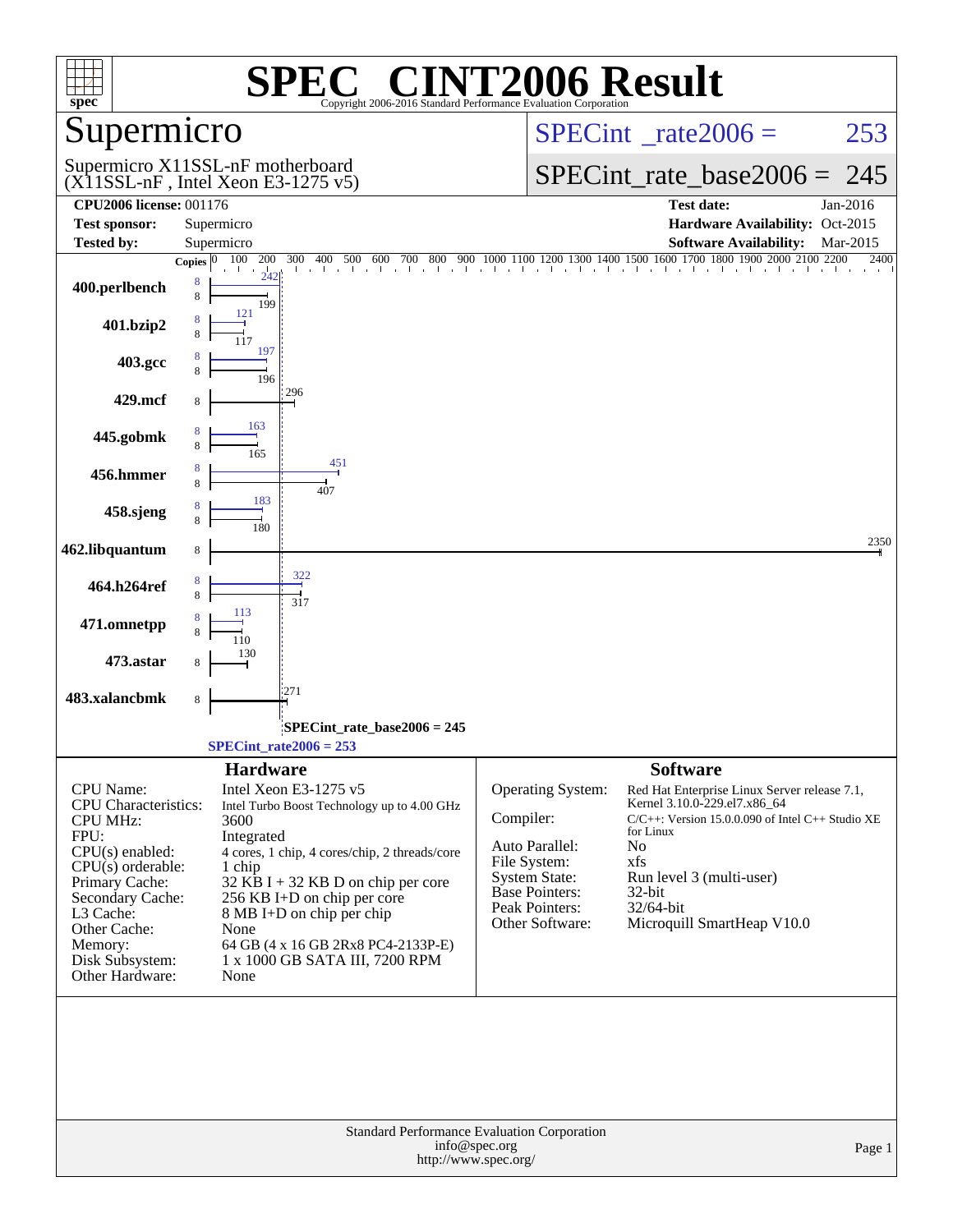# SPEC® CINT2006 Result

Copyright 2006-2016 Standard Performance Evaluation Corporation

## Supermicro

Supermicro X11SSL-nF motherboard
(X11SSL-nF , Intel Xeon E3-1275 v5)

SPECint_rate2006 = 253

SPECint_rate_base2006 = 245

| | | | |
|---|---|---|---|
| **CPU2006 license:** 001176 | | **Test date:** | Jan-2016 |
| **Test sponsor:** | Supermicro | **Hardware Availability:** | Oct-2015 |
| **Tested by:** | Supermicro | **Software Availability:** | Mar-2015 |

| Benchmark | Copies (peak) | Peak | Copies (base) | Base |
|---|---|---|---|---|
| 400.perlbench | 8 | 242 | 8 | 199 |
| 401.bzip2 | 8 | 121 | 8 | 117 |
| 403.gcc | 8 | 197 | 8 | 196 |
| 429.mcf | | | 8 | 296 |
| 445.gobmk | 8 | 163 | 8 | 165 |
| 456.hmmer | 8 | 451 | 8 | 407 |
| 458.sjeng | 8 | 183 | 8 | 180 |
| 462.libquantum | | | 8 | 2350 |
| 464.h264ref | 8 | 322 | 8 | 317 |
| 471.omnetpp | 8 | 113 | 8 | 110 |
| 473.astar | | | 8 | 130 |
| 483.xalancbmk | | | 8 | 271 |

SPECint_rate_base2006 = 245

SPECint_rate2006 = 253

## Hardware

| | |
|---|---|
| CPU Name: | Intel Xeon E3-1275 v5 |
| CPU Characteristics: | Intel Turbo Boost Technology up to 4.00 GHz |
| CPU MHz: | 3600 |
| FPU: | Integrated |
| CPU(s) enabled: | 4 cores, 1 chip, 4 cores/chip, 2 threads/core |
| CPU(s) orderable: | 1 chip |
| Primary Cache: | 32 KB I + 32 KB D on chip per core |
| Secondary Cache: | 256 KB I+D on chip per core |
| L3 Cache: | 8 MB I+D on chip per chip |
| Other Cache: | None |
| Memory: | 64 GB (4 x 16 GB 2Rx8 PC4-2133P-E) |
| Disk Subsystem: | 1 x 1000 GB SATA III, 7200 RPM |
| Other Hardware: | None |

## Software

| | |
|---|---|
| Operating System: | Red Hat Enterprise Linux Server release 7.1, Kernel 3.10.0-229.el7.x86_64 |
| Compiler: | C/C++: Version 15.0.0.090 of Intel C++ Studio XE for Linux |
| Auto Parallel: | No |
| File System: | xfs |
| System State: | Run level 3 (multi-user) |
| Base Pointers: | 32-bit |
| Peak Pointers: | 32/64-bit |
| Other Software: | Microquill SmartHeap V10.0 |

Standard Performance Evaluation Corporation
info@spec.org
http://www.spec.org/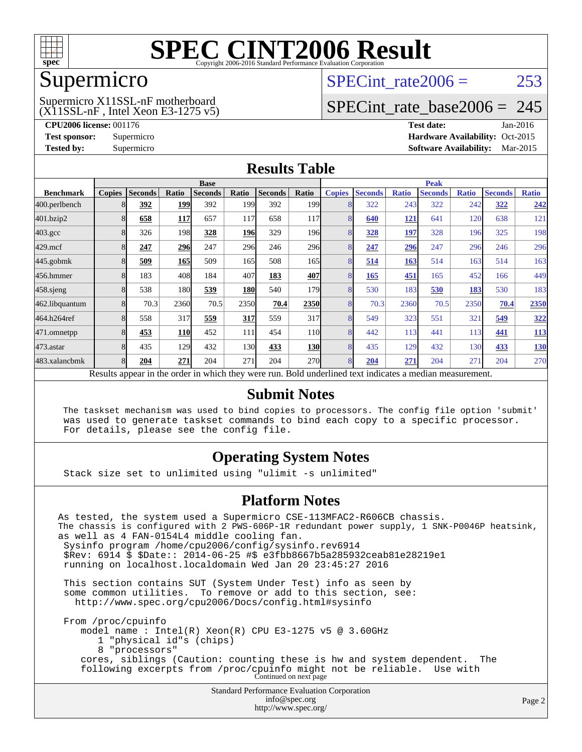# SPEC CINT2006 Result

Copyright 2006-2016 Standard Performance Evaluation Corporation

## Supermicro

Supermicro X11SSL-nF motherboard
(X11SSL-nF , Intel Xeon E3-1275 v5)

SPECint_rate2006 = 253

SPECint_rate_base2006 = 245

**CPU2006 license:** 001176
**Test sponsor:** Supermicro
**Tested by:** Supermicro

**Test date:** Jan-2016
**Hardware Availability:** Oct-2015
**Software Availability:** Mar-2015

## Results Table

| Benchmark | Base | | | | | | | Peak | | | | | | |
|---|---|---|---|---|---|---|---|---|---|---|---|---|---|---|
| | Copies | Seconds | Ratio | Seconds | Ratio | Seconds | Ratio | Copies | Seconds | Ratio | Seconds | Ratio | Seconds | Ratio |
| 400.perlbench | 8 | **392** | **199** | 392 | 199 | 392 | 199 | 8 | 322 | 243 | 322 | 242 | **322** | **242** |
| 401.bzip2 | 8 | **658** | **117** | 657 | 117 | 658 | 117 | 8 | **640** | **121** | 641 | 120 | 638 | 121 |
| 403.gcc | 8 | 326 | 198 | **328** | **196** | 329 | 196 | 8 | **328** | **197** | 328 | 196 | 325 | 198 |
| 429.mcf | 8 | **247** | **296** | 247 | 296 | 246 | 296 | 8 | **247** | **296** | 247 | 296 | 246 | 296 |
| 445.gobmk | 8 | **509** | **165** | 509 | 165 | 508 | 165 | 8 | **514** | **163** | 514 | 163 | 514 | 163 |
| 456.hmmer | 8 | 183 | 408 | 184 | 407 | **183** | **407** | 8 | **165** | **451** | 165 | 452 | 166 | 449 |
| 458.sjeng | 8 | 538 | 180 | **539** | **180** | 540 | 179 | 8 | 530 | 183 | **530** | **183** | 530 | 183 |
| 462.libquantum | 8 | 70.3 | 2360 | 70.5 | 2350 | **70.4** | **2350** | 8 | 70.3 | 2360 | 70.5 | 2350 | **70.4** | **2350** |
| 464.h264ref | 8 | 558 | 317 | **559** | **317** | 559 | 317 | 8 | 549 | 323 | 551 | 321 | **549** | **322** |
| 471.omnetpp | 8 | **453** | **110** | 452 | 111 | 454 | 110 | 8 | 442 | 113 | 441 | 113 | **441** | **113** |
| 473.astar | 8 | 435 | 129 | 432 | 130 | **433** | **130** | 8 | 435 | 129 | 432 | 130 | **433** | **130** |
| 483.xalancbmk | 8 | **204** | **271** | 204 | 271 | 204 | 270 | 8 | **204** | **271** | 204 | 271 | 204 | 270 |

Results appear in the order in which they were run. Bold underlined text indicates a median measurement.

## Submit Notes

```
The taskset mechanism was used to bind copies to processors. The config file option 'submit'
was used to generate taskset commands to bind each copy to a specific processor.
For details, please see the config file.
```

## Operating System Notes

```
Stack size set to unlimited using "ulimit -s unlimited"
```

## Platform Notes

```
As tested, the system used a Supermicro CSE-113MFAC2-R606CB chassis.
The chassis is configured with 2 PWS-606P-1R redundant power supply, 1 SNK-P0046P heatsink,
as well as 4 FAN-0154L4 middle cooling fan.
 Sysinfo program /home/cpu2006/config/sysinfo.rev6914
 $Rev: 6914 $ $Date:: 2014-06-25 #$ e3fbb8667b5a285932ceab81e28219e1
 running on localhost.localdomain Wed Jan 20 23:45:27 2016

 This section contains SUT (System Under Test) info as seen by
 some common utilities.  To remove or add to this section, see:
   http://www.spec.org/cpu2006/Docs/config.html#sysinfo

 From /proc/cpuinfo
    model name : Intel(R) Xeon(R) CPU E3-1275 v5 @ 3.60GHz
       1 "physical id"s (chips)
       8 "processors"
    cores, siblings (Caution: counting these is hw and system dependent.  The
    following excerpts from /proc/cpuinfo might not be reliable.  Use with
```

Continued on next page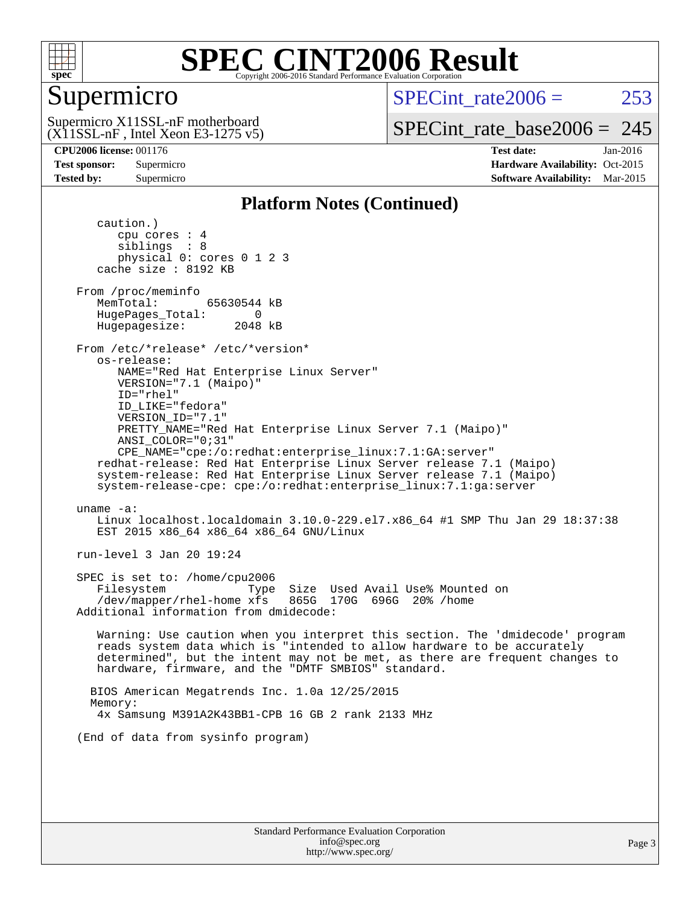# SPEC CINT2006 Result

## Supermicro

Supermicro X11SSL-nF motherboard
(X11SSL-nF , Intel Xeon E3-1275 v5)

SPECint_rate2006 = 253

SPECint_rate_base2006 = 245

**CPU2006 license:** 001176
**Test sponsor:** Supermicro
**Tested by:** Supermicro

**Test date:** Jan-2016
**Hardware Availability:** Oct-2015
**Software Availability:** Mar-2015

### Platform Notes (Continued)

```
      caution.)
         cpu cores : 4
         siblings  : 8
         physical 0: cores 0 1 2 3
      cache size : 8192 KB

   From /proc/meminfo
      MemTotal:       65630544 kB
      HugePages_Total:       0
      Hugepagesize:       2048 kB

   From /etc/*release* /etc/*version*
      os-release:
         NAME="Red Hat Enterprise Linux Server"
         VERSION="7.1 (Maipo)"
         ID="rhel"
         ID_LIKE="fedora"
         VERSION_ID="7.1"
         PRETTY_NAME="Red Hat Enterprise Linux Server 7.1 (Maipo)"
         ANSI_COLOR="0;31"
         CPE_NAME="cpe:/o:redhat:enterprise_linux:7.1:GA:server"
      redhat-release: Red Hat Enterprise Linux Server release 7.1 (Maipo)
      system-release: Red Hat Enterprise Linux Server release 7.1 (Maipo)
      system-release-cpe: cpe:/o:redhat:enterprise_linux:7.1:ga:server

   uname -a:
      Linux localhost.localdomain 3.10.0-229.el7.x86_64 #1 SMP Thu Jan 29 18:37:38
      EST 2015 x86_64 x86_64 x86_64 GNU/Linux

   run-level 3 Jan 20 19:24

   SPEC is set to: /home/cpu2006
      Filesystem            Type  Size  Used Avail Use% Mounted on
      /dev/mapper/rhel-home xfs   865G  170G  696G  20% /home
   Additional information from dmidecode:

      Warning: Use caution when you interpret this section. The 'dmidecode' program
      reads system data which is "intended to allow hardware to be accurately
      determined", but the intent may not be met, as there are frequent changes to
      hardware, firmware, and the "DMTF SMBIOS" standard.

     BIOS American Megatrends Inc. 1.0a 12/25/2015
     Memory:
      4x Samsung M391A2K43BB1-CPB 16 GB 2 rank 2133 MHz

   (End of data from sysinfo program)
```

Standard Performance Evaluation Corporation
info@spec.org
http://www.spec.org/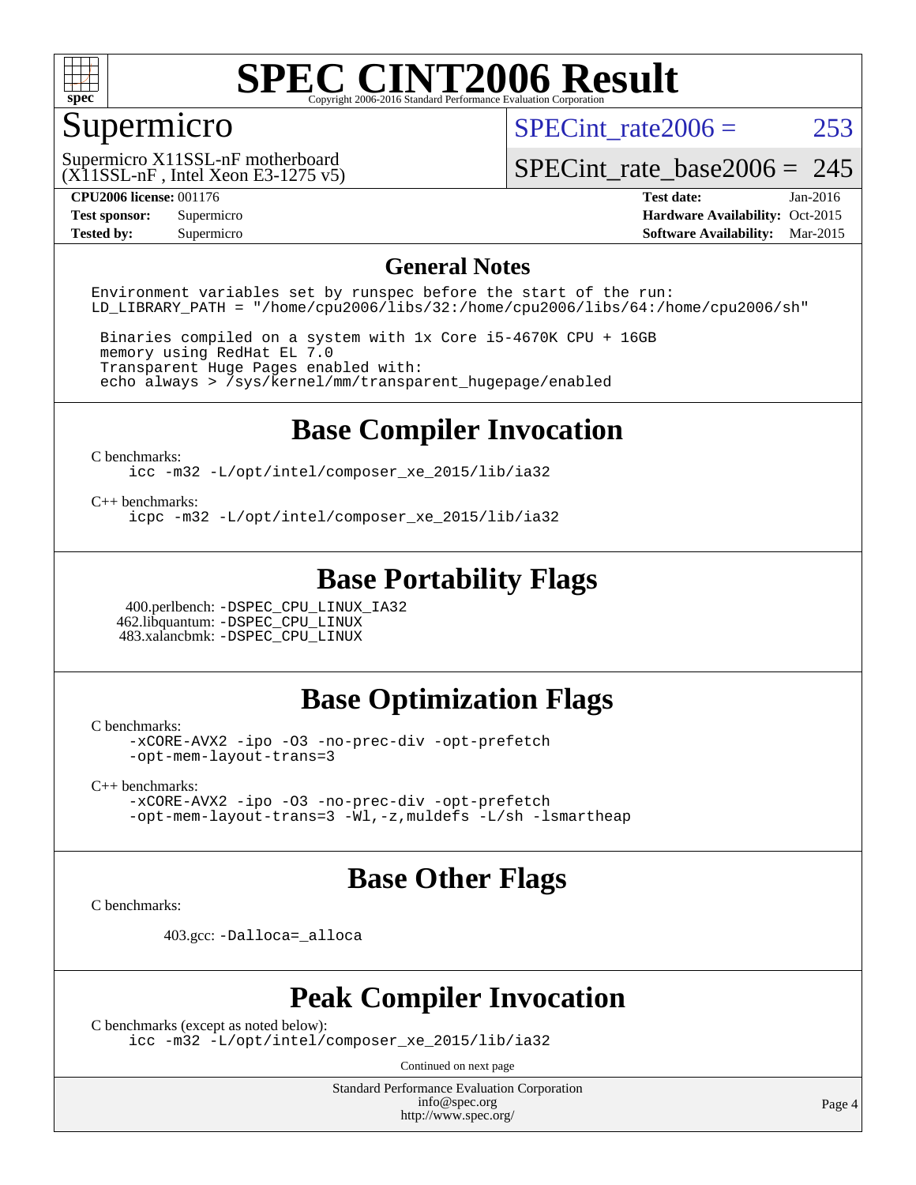# SPEC CINT2006 Result

## Supermicro

Supermicro X11SSL-nF motherboard
(X11SSL-nF , Intel Xeon E3-1275 v5)

SPECint_rate2006 = 253

SPECint_rate_base2006 = 245

**CPU2006 license:** 001176
**Test sponsor:** Supermicro
**Tested by:** Supermicro

**Test date:** Jan-2016
**Hardware Availability:** Oct-2015
**Software Availability:** Mar-2015

## General Notes

```
Environment variables set by runspec before the start of the run:
LD_LIBRARY_PATH = "/home/cpu2006/libs/32:/home/cpu2006/libs/64:/home/cpu2006/sh"

 Binaries compiled on a system with 1x Core i5-4670K CPU + 16GB
 memory using RedHat EL 7.0
 Transparent Huge Pages enabled with:
 echo always > /sys/kernel/mm/transparent_hugepage/enabled
```

## Base Compiler Invocation

C benchmarks:
```
icc -m32 -L/opt/intel/composer_xe_2015/lib/ia32
```

C++ benchmarks:
```
icpc -m32 -L/opt/intel/composer_xe_2015/lib/ia32
```

## Base Portability Flags

400.perlbench: `-DSPEC_CPU_LINUX_IA32`
462.libquantum: `-DSPEC_CPU_LINUX`
483.xalancbmk: `-DSPEC_CPU_LINUX`

## Base Optimization Flags

C benchmarks:
```
-xCORE-AVX2 -ipo -O3 -no-prec-div -opt-prefetch
-opt-mem-layout-trans=3
```

C++ benchmarks:
```
-xCORE-AVX2 -ipo -O3 -no-prec-div -opt-prefetch
-opt-mem-layout-trans=3 -Wl,-z,muldefs -L/sh -lsmartheap
```

## Base Other Flags

C benchmarks:

403.gcc: `-Dalloca=_alloca`

## Peak Compiler Invocation

C benchmarks (except as noted below):
```
icc -m32 -L/opt/intel/composer_xe_2015/lib/ia32
```

Continued on next page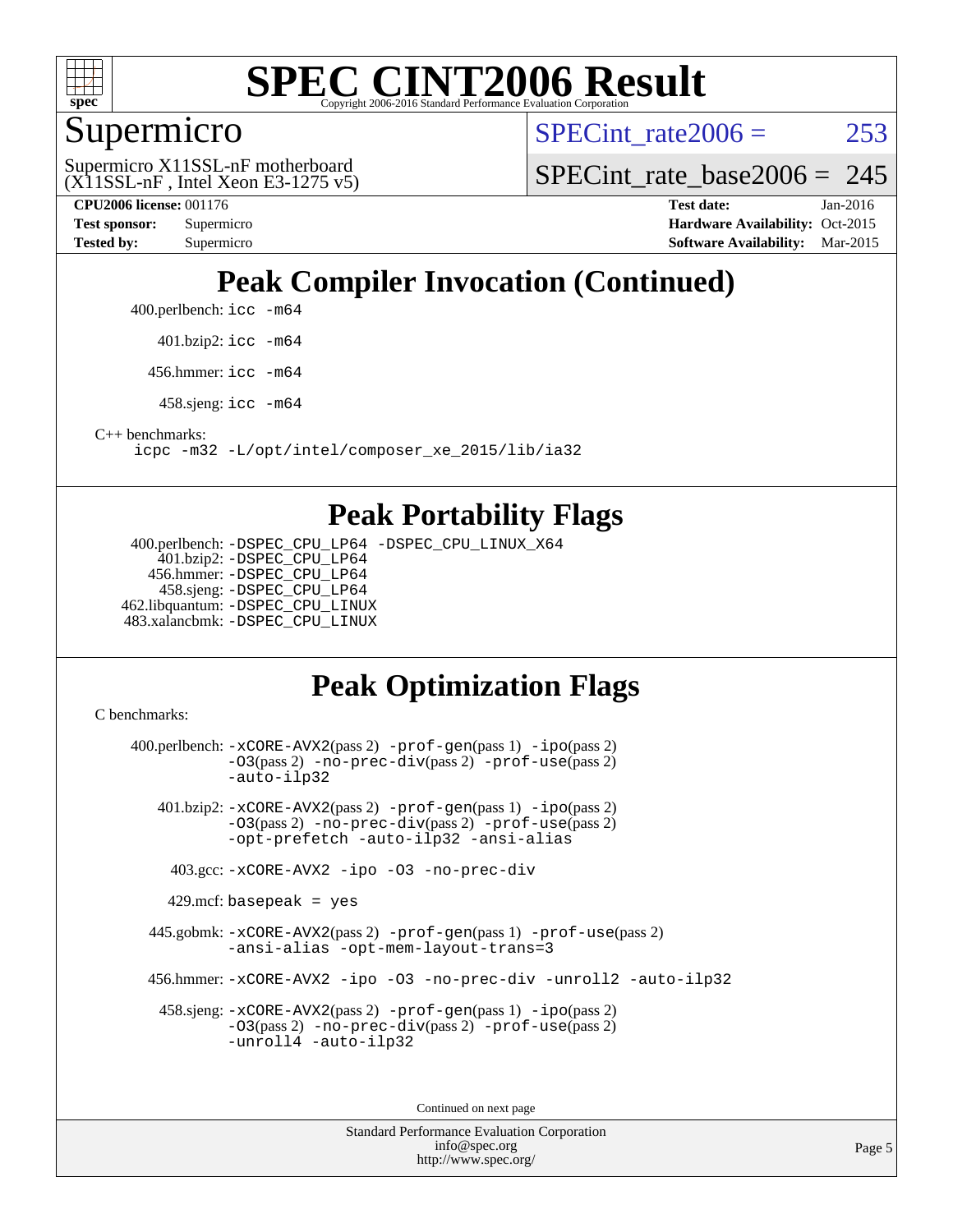# SPEC CINT2006 Result

Copyright 2006-2016 Standard Performance Evaluation Corporation

## Supermicro

Supermicro X11SSL-nF motherboard
(X11SSL-nF , Intel Xeon E3-1275 v5)

SPECint_rate2006 = 253

SPECint_rate_base2006 = 245

**CPU2006 license:** 001176
**Test sponsor:** Supermicro
**Tested by:** Supermicro

**Test date:** Jan-2016
**Hardware Availability:** Oct-2015
**Software Availability:** Mar-2015

## Peak Compiler Invocation (Continued)

400.perlbench: `icc -m64`

401.bzip2: `icc -m64`

456.hmmer: `icc -m64`

458.sjeng: `icc -m64`

C++ benchmarks:
`icpc -m32 -L/opt/intel/composer_xe_2015/lib/ia32`

## Peak Portability Flags

400.perlbench: `-DSPEC_CPU_LP64 -DSPEC_CPU_LINUX_X64`
401.bzip2: `-DSPEC_CPU_LP64`
456.hmmer: `-DSPEC_CPU_LP64`
458.sjeng: `-DSPEC_CPU_LP64`
462.libquantum: `-DSPEC_CPU_LINUX`
483.xalancbmk: `-DSPEC_CPU_LINUX`

## Peak Optimization Flags

C benchmarks:

400.perlbench: `-xCORE-AVX2`(pass 2) `-prof-gen`(pass 1) `-ipo`(pass 2) `-O3`(pass 2) `-no-prec-div`(pass 2) `-prof-use`(pass 2) `-auto-ilp32`

401.bzip2: `-xCORE-AVX2`(pass 2) `-prof-gen`(pass 1) `-ipo`(pass 2) `-O3`(pass 2) `-no-prec-div`(pass 2) `-prof-use`(pass 2) `-opt-prefetch -auto-ilp32 -ansi-alias`

403.gcc: `-xCORE-AVX2 -ipo -O3 -no-prec-div`

429.mcf: `basepeak = yes`

445.gobmk: `-xCORE-AVX2`(pass 2) `-prof-gen`(pass 1) `-prof-use`(pass 2) `-ansi-alias -opt-mem-layout-trans=3`

456.hmmer: `-xCORE-AVX2 -ipo -O3 -no-prec-div -unroll2 -auto-ilp32`

458.sjeng: `-xCORE-AVX2`(pass 2) `-prof-gen`(pass 1) `-ipo`(pass 2) `-O3`(pass 2) `-no-prec-div`(pass 2) `-prof-use`(pass 2) `-unroll4 -auto-ilp32`

Continued on next page

Standard Performance Evaluation Corporation
info@spec.org
http://www.spec.org/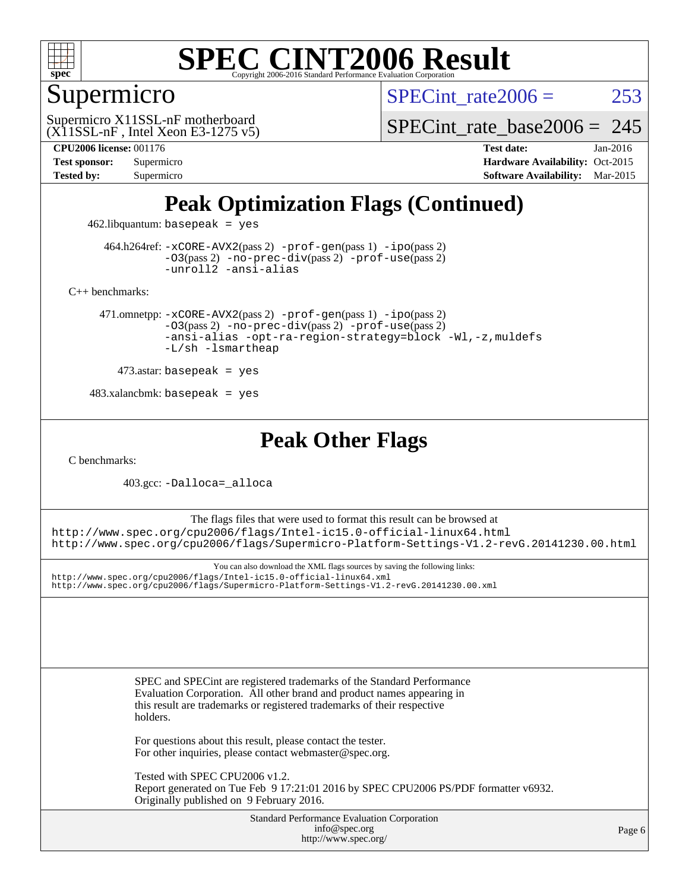# SPEC CINT2006 Result

Copyright 2006-2016 Standard Performance Evaluation Corporation

## Supermicro

Supermicro X11SSL-nF motherboard
(X11SSL-nF , Intel Xeon E3-1275 v5)

SPECint_rate2006 = 253

SPECint_rate_base2006 = 245

**CPU2006 license:** 001176
**Test sponsor:** Supermicro
**Tested by:** Supermicro

**Test date:** Jan-2016
**Hardware Availability:** Oct-2015
**Software Availability:** Mar-2015

## Peak Optimization Flags (Continued)

462.libquantum: basepeak = yes

464.h264ref: -xCORE-AVX2(pass 2) -prof-gen(pass 1) -ipo(pass 2) -O3(pass 2) -no-prec-div(pass 2) -prof-use(pass 2) -unroll2 -ansi-alias

C++ benchmarks:

471.omnetpp: -xCORE-AVX2(pass 2) -prof-gen(pass 1) -ipo(pass 2) -O3(pass 2) -no-prec-div(pass 2) -prof-use(pass 2) -ansi-alias -opt-ra-region-strategy=block -Wl,-z,muldefs -L/sh -lsmartheap

473.astar: basepeak = yes

483.xalancbmk: basepeak = yes

## Peak Other Flags

C benchmarks:

403.gcc: -Dalloca=_alloca

The flags files that were used to format this result can be browsed at
http://www.spec.org/cpu2006/flags/Intel-ic15.0-official-linux64.html
http://www.spec.org/cpu2006/flags/Supermicro-Platform-Settings-V1.2-revG.20141230.00.html

You can also download the XML flags sources by saving the following links:
http://www.spec.org/cpu2006/flags/Intel-ic15.0-official-linux64.xml
http://www.spec.org/cpu2006/flags/Supermicro-Platform-Settings-V1.2-revG.20141230.00.xml

SPEC and SPECint are registered trademarks of the Standard Performance Evaluation Corporation. All other brand and product names appearing in this result are trademarks or registered trademarks of their respective holders.

For questions about this result, please contact the tester.
For other inquiries, please contact webmaster@spec.org.

Tested with SPEC CPU2006 v1.2.
Report generated on Tue Feb 9 17:21:01 2016 by SPEC CPU2006 PS/PDF formatter v6932.
Originally published on 9 February 2016.

Standard Performance Evaluation Corporation
info@spec.org
http://www.spec.org/